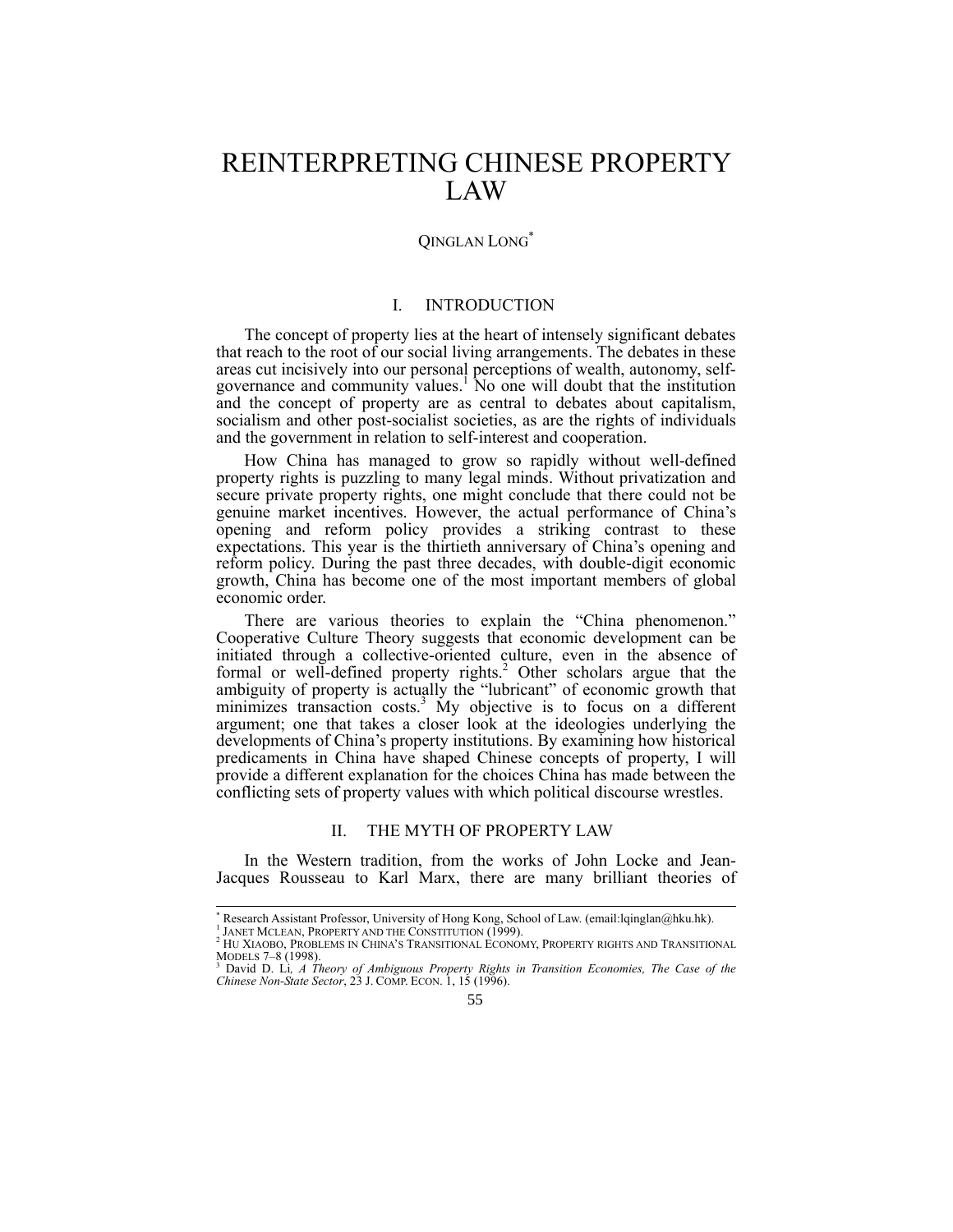# REINTERPRETING CHINESE PROPERTY LAW

QINGLAN LONG[*]

## I. INTRODUCTION

The concept of property lies at the heart of intensely significant debates that reach to the root of our social living arrangements. The debates in these areas cut incisively into our personal perceptions of wealth, autonomy, self-governance and community values.[1] No one will doubt that the institution and the concept of property are as central to debates about capitalism, socialism and other post-socialist societies, as are the rights of individuals and the government in relation to self-interest and cooperation.

How China has managed to grow so rapidly without well-defined property rights is puzzling to many legal minds. Without privatization and secure private property rights, one might conclude that there could not be genuine market incentives. However, the actual performance of China's opening and reform policy provides a striking contrast to these expectations. This year is the thirtieth anniversary of China's opening and reform policy. During the past three decades, with double-digit economic growth, China has become one of the most important members of global economic order.

There are various theories to explain the "China phenomenon." Cooperative Culture Theory suggests that economic development can be initiated through a collective-oriented culture, even in the absence of formal or well-defined property rights.[2] Other scholars argue that the ambiguity of property is actually the "lubricant" of economic growth that minimizes transaction costs.[3] My objective is to focus on a different argument; one that takes a closer look at the ideologies underlying the developments of China's property institutions. By examining how historical predicaments in China have shaped Chinese concepts of property, I will provide a different explanation for the choices China has made between the conflicting sets of property values with which political discourse wrestles.

## II. THE MYTH OF PROPERTY LAW

In the Western tradition, from the works of John Locke and Jean-Jacques Rousseau to Karl Marx, there are many brilliant theories of

---

[*] Research Assistant Professor, University of Hong Kong, School of Law. (email:lqinglan@hku.hk).

[1] JANET MCLEAN, PROPERTY AND THE CONSTITUTION (1999).

[2] HU XIAOBO, PROBLEMS IN CHINA'S TRANSITIONAL ECONOMY, PROPERTY RIGHTS AND TRANSITIONAL MODELS 7–8 (1998).

[3] David D. Li, *A Theory of Ambiguous Property Rights in Transition Economies, The Case of the Chinese Non-State Sector*, 23 J. COMP. ECON. 1, 15 (1996).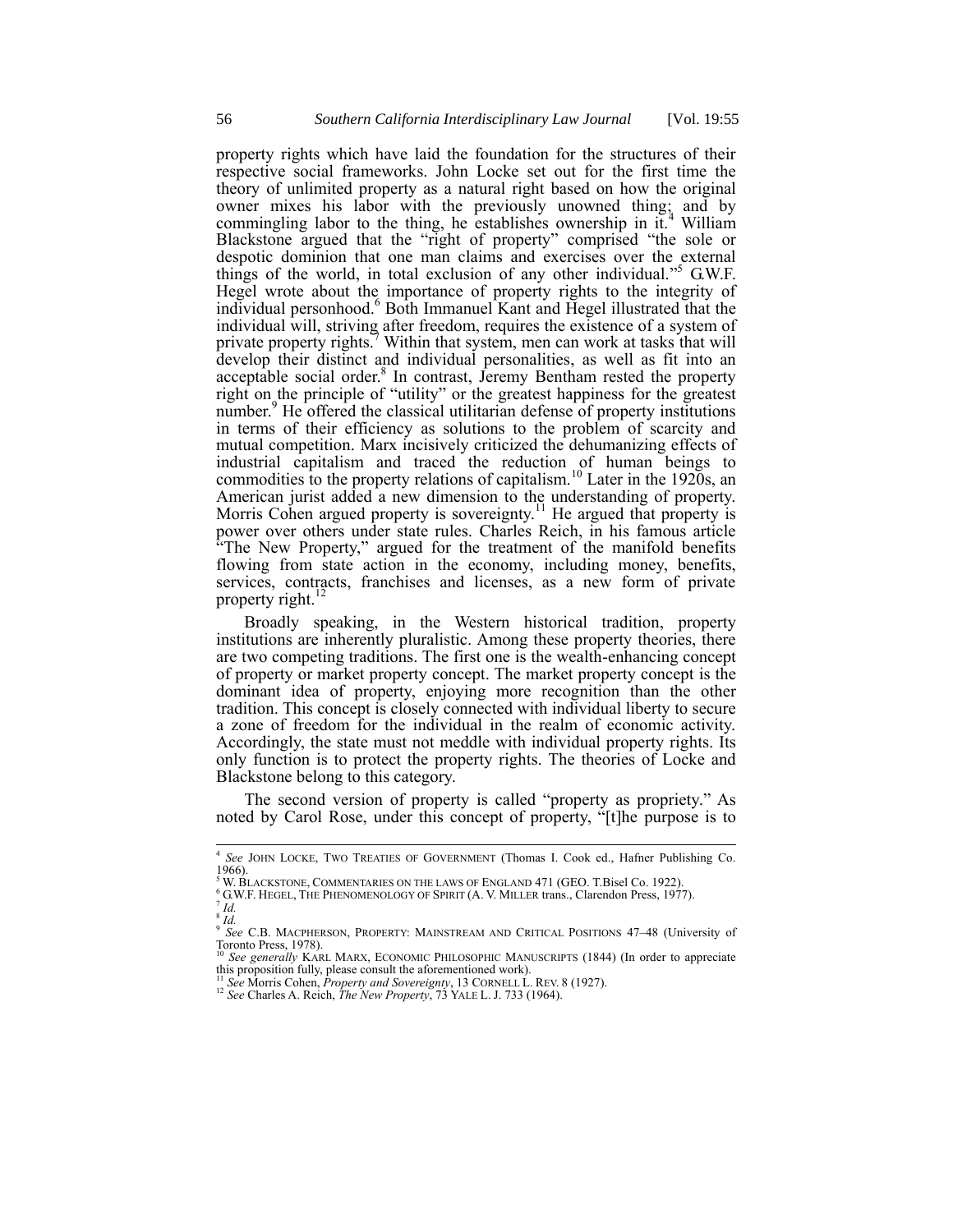property rights which have laid the foundation for the structures of their respective social frameworks. John Locke set out for the first time the theory of unlimited property as a natural right based on how the original owner mixes his labor with the previously unowned thing; and by commingling labor to the thing, he establishes ownership in it.[4] William Blackstone argued that the "right of property" comprised "the sole or despotic dominion that one man claims and exercises over the external things of the world, in total exclusion of any other individual."[5] G.W.F. Hegel wrote about the importance of property rights to the integrity of individual personhood.[6] Both Immanuel Kant and Hegel illustrated that the individual will, striving after freedom, requires the existence of a system of private property rights.[7] Within that system, men can work at tasks that will develop their distinct and individual personalities, as well as fit into an acceptable social order.[8] In contrast, Jeremy Bentham rested the property right on the principle of "utility" or the greatest happiness for the greatest number.[9] He offered the classical utilitarian defense of property institutions in terms of their efficiency as solutions to the problem of scarcity and mutual competition. Marx incisively criticized the dehumanizing effects of industrial capitalism and traced the reduction of human beings to commodities to the property relations of capitalism.[10] Later in the 1920s, an American jurist added a new dimension to the understanding of property. Morris Cohen argued property is sovereignty.[11] He argued that property is power over others under state rules. Charles Reich, in his famous article "The New Property," argued for the treatment of the manifold benefits flowing from state action in the economy, including money, benefits, services, contracts, franchises and licenses, as a new form of private property right.[12]

Broadly speaking, in the Western historical tradition, property institutions are inherently pluralistic. Among these property theories, there are two competing traditions. The first one is the wealth-enhancing concept of property or market property concept. The market property concept is the dominant idea of property, enjoying more recognition than the other tradition. This concept is closely connected with individual liberty to secure a zone of freedom for the individual in the realm of economic activity. Accordingly, the state must not meddle with individual property rights. Its only function is to protect the property rights. The theories of Locke and Blackstone belong to this category.

The second version of property is called "property as propriety." As noted by Carol Rose, under this concept of property, "[t]he purpose is to

---

[4] *See* JOHN LOCKE, TWO TREATIES OF GOVERNMENT (Thomas I. Cook ed., Hafner Publishing Co. 1966).

[5] W. BLACKSTONE, COMMENTARIES ON THE LAWS OF ENGLAND 471 (GEO. T.Bisel Co. 1922).

[6] G.W.F. HEGEL, THE PHENOMENOLOGY OF SPIRIT (A. V. MILLER trans., Clarendon Press, 1977).

[7] *Id.*

[8] *Id.*

[9] *See* C.B. MACPHERSON, PROPERTY: MAINSTREAM AND CRITICAL POSITIONS 47–48 (University of Toronto Press, 1978).

[10] *See generally* KARL MARX, ECONOMIC PHILOSOPHIC MANUSCRIPTS (1844) (In order to appreciate this proposition fully, please consult the aforementioned work).

[11] *See* Morris Cohen, *Property and Sovereignty*, 13 CORNELL L. REV. 8 (1927).

[12] *See* Charles A. Reich, *The New Property*, 73 YALE L. J. 733 (1964).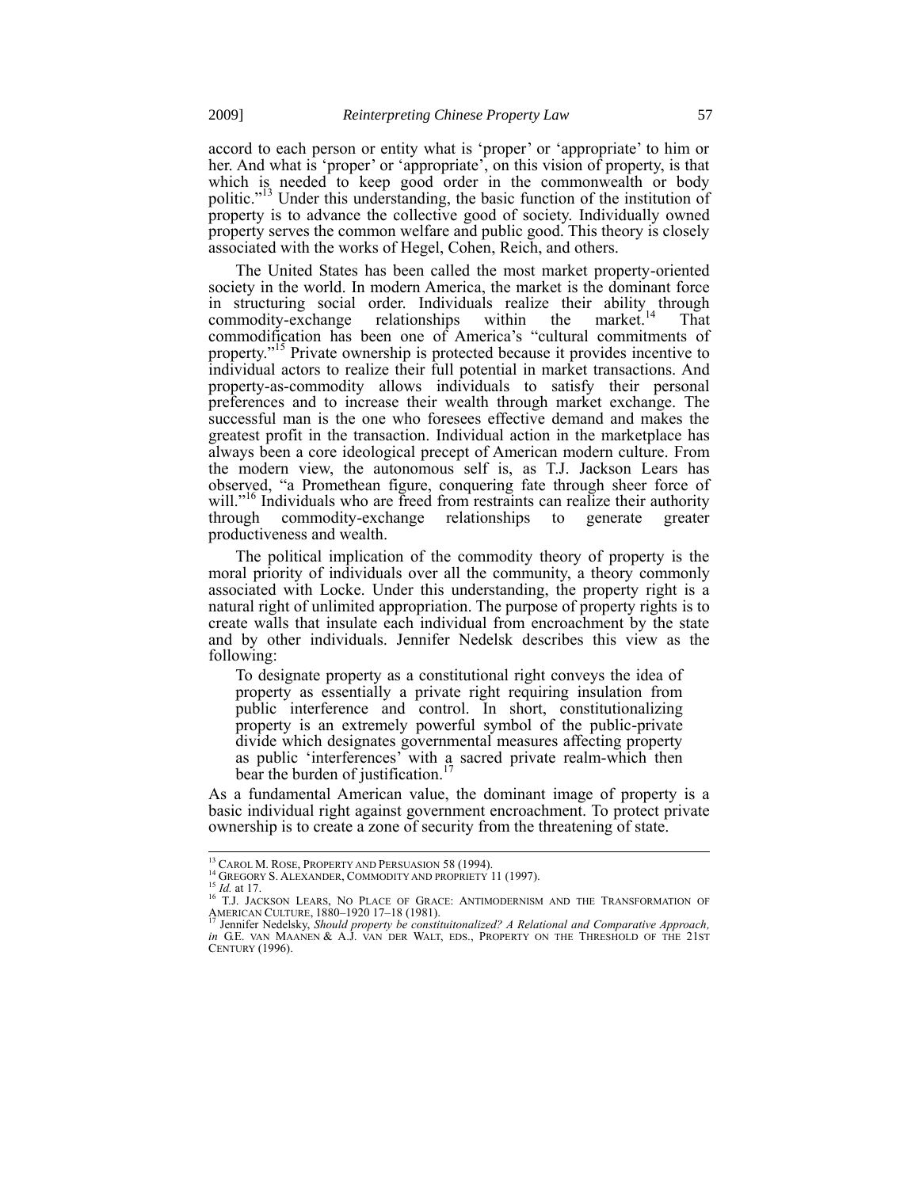accord to each person or entity what is 'proper' or 'appropriate' to him or her. And what is 'proper' or 'appropriate', on this vision of property, is that which is needed to keep good order in the commonwealth or body politic."[13] Under this understanding, the basic function of the institution of property is to advance the collective good of society. Individually owned property serves the common welfare and public good. This theory is closely associated with the works of Hegel, Cohen, Reich, and others.

The United States has been called the most market property-oriented society in the world. In modern America, the market is the dominant force in structuring social order. Individuals realize their ability through commodity-exchange relationships within the market.[14] That commodification has been one of America's "cultural commitments of property."[15] Private ownership is protected because it provides incentive to individual actors to realize their full potential in market transactions. And property-as-commodity allows individuals to satisfy their personal preferences and to increase their wealth through market exchange. The successful man is the one who foresees effective demand and makes the greatest profit in the transaction. Individual action in the marketplace has always been a core ideological precept of American modern culture. From the modern view, the autonomous self is, as T.J. Jackson Lears has observed, "a Promethean figure, conquering fate through sheer force of will."[16] Individuals who are freed from restraints can realize their authority through commodity-exchange relationships to generate greater productiveness and wealth.

The political implication of the commodity theory of property is the moral priority of individuals over all the community, a theory commonly associated with Locke. Under this understanding, the property right is a natural right of unlimited appropriation. The purpose of property rights is to create walls that insulate each individual from encroachment by the state and by other individuals. Jennifer Nedelsk describes this view as the following:

> To designate property as a constitutional right conveys the idea of property as essentially a private right requiring insulation from public interference and control. In short, constitutionalizing property is an extremely powerful symbol of the public-private divide which designates governmental measures affecting property as public 'interferences' with a sacred private realm-which then bear the burden of justification.[17]

As a fundamental American value, the dominant image of property is a basic individual right against government encroachment. To protect private ownership is to create a zone of security from the threatening of state.

---

[13] CAROL M. ROSE, PROPERTY AND PERSUASION 58 (1994).
[14] GREGORY S. ALEXANDER, COMMODITY AND PROPRIETY 11 (1997).
[15] *Id.* at 17.
[16] T.J. JACKSON LEARS, NO PLACE OF GRACE: ANTIMODERNISM AND THE TRANSFORMATION OF AMERICAN CULTURE, 1880–1920 17–18 (1981).
[17] Jennifer Nedelsky, *Should property be constituitonalized? A Relational and Comparative Approach, in* G.E. VAN MAANEN & A.J. VAN DER WALT, EDS., PROPERTY ON THE THRESHOLD OF THE 21ST CENTURY (1996).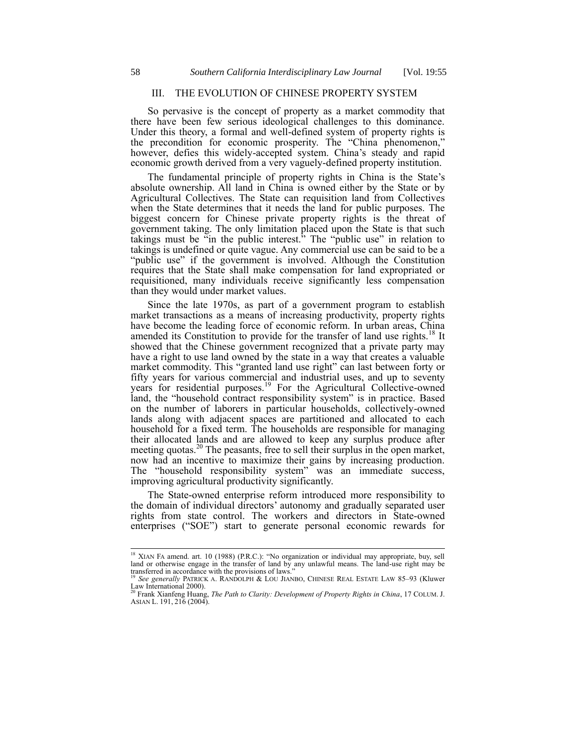## III. THE EVOLUTION OF CHINESE PROPERTY SYSTEM

So pervasive is the concept of property as a market commodity that there have been few serious ideological challenges to this dominance. Under this theory, a formal and well-defined system of property rights is the precondition for economic prosperity. The "China phenomenon," however, defies this widely-accepted system. China's steady and rapid economic growth derived from a very vaguely-defined property institution.

The fundamental principle of property rights in China is the State's absolute ownership. All land in China is owned either by the State or by Agricultural Collectives. The State can requisition land from Collectives when the State determines that it needs the land for public purposes. The biggest concern for Chinese private property rights is the threat of government taking. The only limitation placed upon the State is that such takings must be "in the public interest." The "public use" in relation to takings is undefined or quite vague. Any commercial use can be said to be a "public use" if the government is involved. Although the Constitution requires that the State shall make compensation for land expropriated or requisitioned, many individuals receive significantly less compensation than they would under market values.

Since the late 1970s, as part of a government program to establish market transactions as a means of increasing productivity, property rights have become the leading force of economic reform. In urban areas, China amended its Constitution to provide for the transfer of land use rights.[18] It showed that the Chinese government recognized that a private party may have a right to use land owned by the state in a way that creates a valuable market commodity. This "granted land use right" can last between forty or fifty years for various commercial and industrial uses, and up to seventy years for residential purposes.[19] For the Agricultural Collective-owned land, the "household contract responsibility system" is in practice. Based on the number of laborers in particular households, collectively-owned lands along with adjacent spaces are partitioned and allocated to each household for a fixed term. The households are responsible for managing their allocated lands and are allowed to keep any surplus produce after meeting quotas.[20] The peasants, free to sell their surplus in the open market, now had an incentive to maximize their gains by increasing production. The "household responsibility system" was an immediate success, improving agricultural productivity significantly.

The State-owned enterprise reform introduced more responsibility to the domain of individual directors' autonomy and gradually separated user rights from state control. The workers and directors in State-owned enterprises ("SOE") start to generate personal economic rewards for

---

[18] XIAN FA amend. art. 10 (1988) (P.R.C.): "No organization or individual may appropriate, buy, sell land or otherwise engage in the transfer of land by any unlawful means. The land-use right may be transferred in accordance with the provisions of laws."

[19] *See generally* PATRICK A. RANDOLPH & LOU JIANBO, CHINESE REAL ESTATE LAW 85–93 (Kluwer Law International 2000).

[20] Frank Xianfeng Huang, *The Path to Clarity: Development of Property Rights in China*, 17 COLUM. J. ASIAN L. 191, 216 (2004).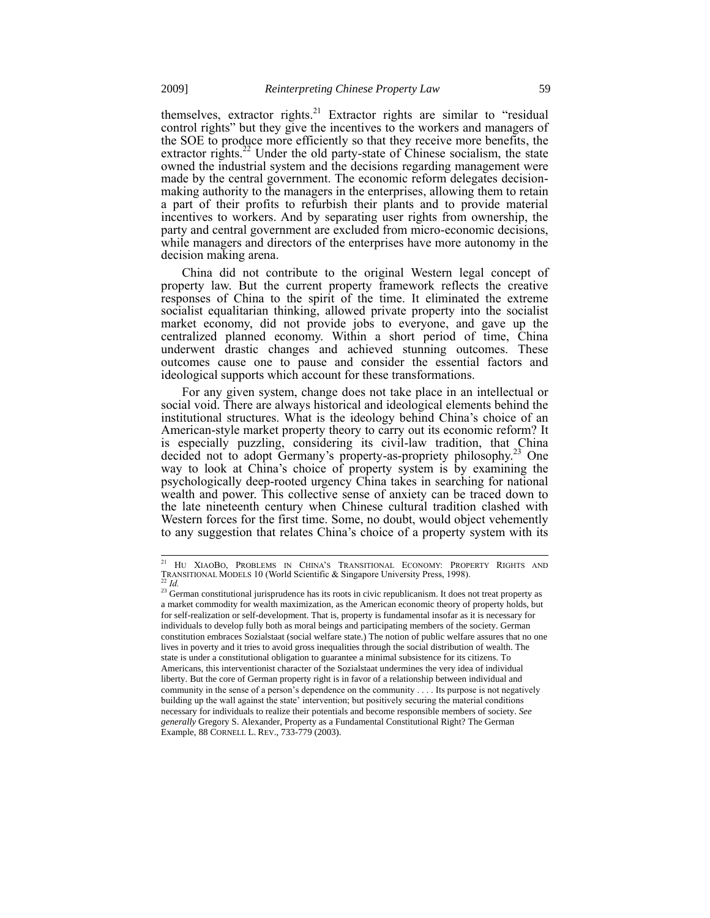themselves, extractor rights.[21] Extractor rights are similar to "residual control rights" but they give the incentives to the workers and managers of the SOE to produce more efficiently so that they receive more benefits, the extractor rights.[22] Under the old party-state of Chinese socialism, the state owned the industrial system and the decisions regarding management were made by the central government. The economic reform delegates decision-making authority to the managers in the enterprises, allowing them to retain a part of their profits to refurbish their plants and to provide material incentives to workers. And by separating user rights from ownership, the party and central government are excluded from micro-economic decisions, while managers and directors of the enterprises have more autonomy in the decision making arena.

China did not contribute to the original Western legal concept of property law. But the current property framework reflects the creative responses of China to the spirit of the time. It eliminated the extreme socialist equalitarian thinking, allowed private property into the socialist market economy, did not provide jobs to everyone, and gave up the centralized planned economy. Within a short period of time, China underwent drastic changes and achieved stunning outcomes. These outcomes cause one to pause and consider the essential factors and ideological supports which account for these transformations.

For any given system, change does not take place in an intellectual or social void. There are always historical and ideological elements behind the institutional structures. What is the ideology behind China's choice of an American-style market property theory to carry out its economic reform? It is especially puzzling, considering its civil-law tradition, that China decided not to adopt Germany's property-as-propriety philosophy.[23] One way to look at China's choice of property system is by examining the psychologically deep-rooted urgency China takes in searching for national wealth and power. This collective sense of anxiety can be traced down to the late nineteenth century when Chinese cultural tradition clashed with Western forces for the first time. Some, no doubt, would object vehemently to any suggestion that relates China's choice of a property system with its

---

[21] HU XIAOBO, PROBLEMS IN CHINA'S TRANSITIONAL ECONOMY: PROPERTY RIGHTS AND TRANSITIONAL MODELS 10 (World Scientific & Singapore University Press, 1998).

[22] *Id.*

[23] German constitutional jurisprudence has its roots in civic republicanism. It does not treat property as a market commodity for wealth maximization, as the American economic theory of property holds, but for self-realization or self-development. That is, property is fundamental insofar as it is necessary for individuals to develop fully both as moral beings and participating members of the society. German constitution embraces Sozialstaat (social welfare state.) The notion of public welfare assures that no one lives in poverty and it tries to avoid gross inequalities through the social distribution of wealth. The state is under a constitutional obligation to guarantee a minimal subsistence for its citizens. To Americans, this interventionist character of the Sozialstaat undermines the very idea of individual liberty. But the core of German property right is in favor of a relationship between individual and community in the sense of a person's dependence on the community . . . . Its purpose is not negatively building up the wall against the state' intervention; but positively securing the material conditions necessary for individuals to realize their potentials and become responsible members of society. *See generally* Gregory S. Alexander, Property as a Fundamental Constitutional Right? The German Example, 88 CORNELL L. REV., 733-779 (2003).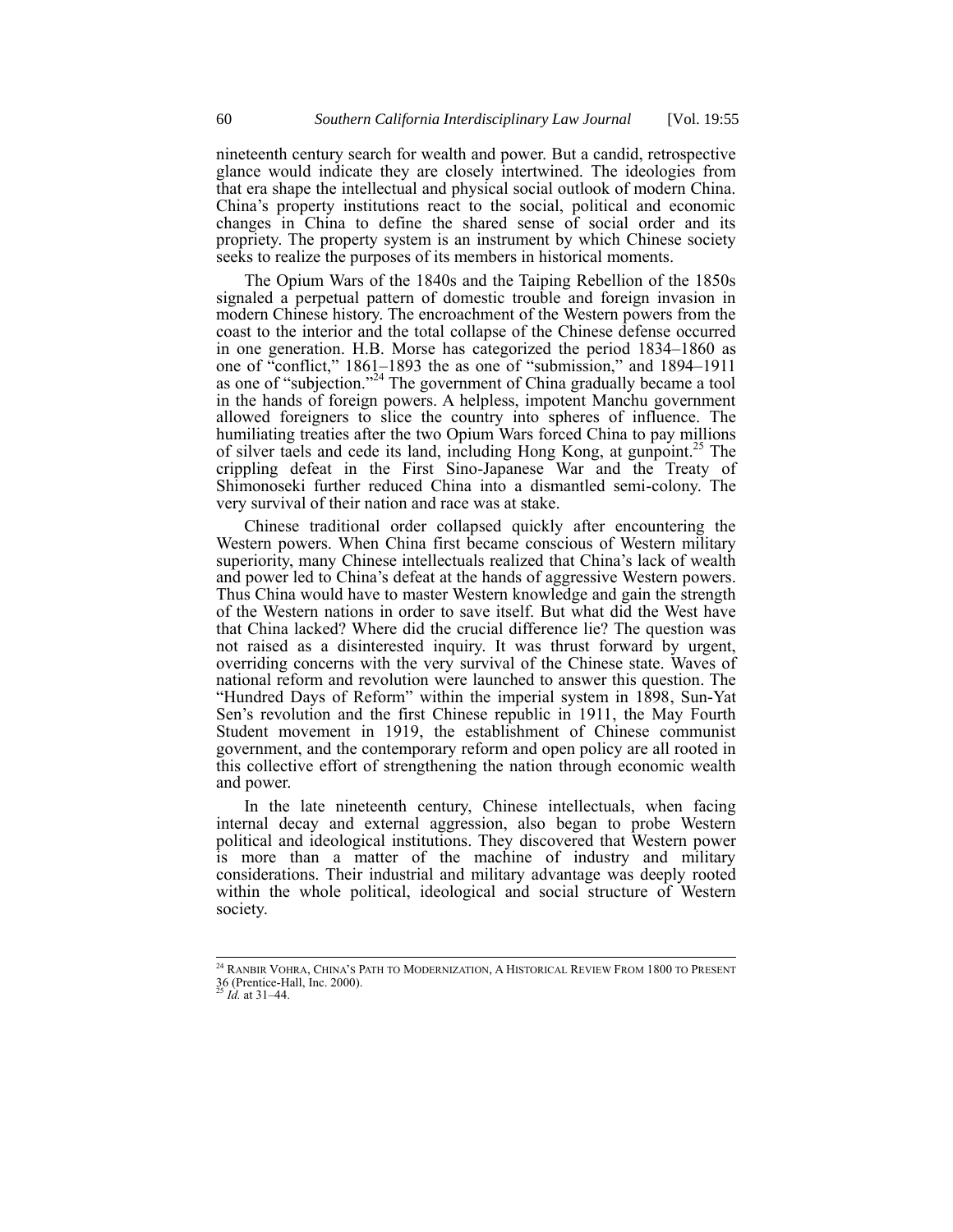nineteenth century search for wealth and power. But a candid, retrospective glance would indicate they are closely intertwined. The ideologies from that era shape the intellectual and physical social outlook of modern China. China's property institutions react to the social, political and economic changes in China to define the shared sense of social order and its propriety. The property system is an instrument by which Chinese society seeks to realize the purposes of its members in historical moments.

The Opium Wars of the 1840s and the Taiping Rebellion of the 1850s signaled a perpetual pattern of domestic trouble and foreign invasion in modern Chinese history. The encroachment of the Western powers from the coast to the interior and the total collapse of the Chinese defense occurred in one generation. H.B. Morse has categorized the period 1834–1860 as one of "conflict," 1861–1893 the as one of "submission," and 1894–1911 as one of "subjection."[24] The government of China gradually became a tool in the hands of foreign powers. A helpless, impotent Manchu government allowed foreigners to slice the country into spheres of influence. The humiliating treaties after the two Opium Wars forced China to pay millions of silver taels and cede its land, including Hong Kong, at gunpoint.[25] The crippling defeat in the First Sino-Japanese War and the Treaty of Shimonoseki further reduced China into a dismantled semi-colony. The very survival of their nation and race was at stake.

Chinese traditional order collapsed quickly after encountering the Western powers. When China first became conscious of Western military superiority, many Chinese intellectuals realized that China's lack of wealth and power led to China's defeat at the hands of aggressive Western powers. Thus China would have to master Western knowledge and gain the strength of the Western nations in order to save itself. But what did the West have that China lacked? Where did the crucial difference lie? The question was not raised as a disinterested inquiry. It was thrust forward by urgent, overriding concerns with the very survival of the Chinese state. Waves of national reform and revolution were launched to answer this question. The "Hundred Days of Reform" within the imperial system in 1898, Sun-Yat Sen's revolution and the first Chinese republic in 1911, the May Fourth Student movement in 1919, the establishment of Chinese communist government, and the contemporary reform and open policy are all rooted in this collective effort of strengthening the nation through economic wealth and power.

In the late nineteenth century, Chinese intellectuals, when facing internal decay and external aggression, also began to probe Western political and ideological institutions. They discovered that Western power is more than a matter of the machine of industry and military considerations. Their industrial and military advantage was deeply rooted within the whole political, ideological and social structure of Western society.

---

[24] RANBIR VOHRA, CHINA'S PATH TO MODERNIZATION, A HISTORICAL REVIEW FROM 1800 TO PRESENT 36 (Prentice-Hall, Inc. 2000).

[25] *Id.* at 31–44.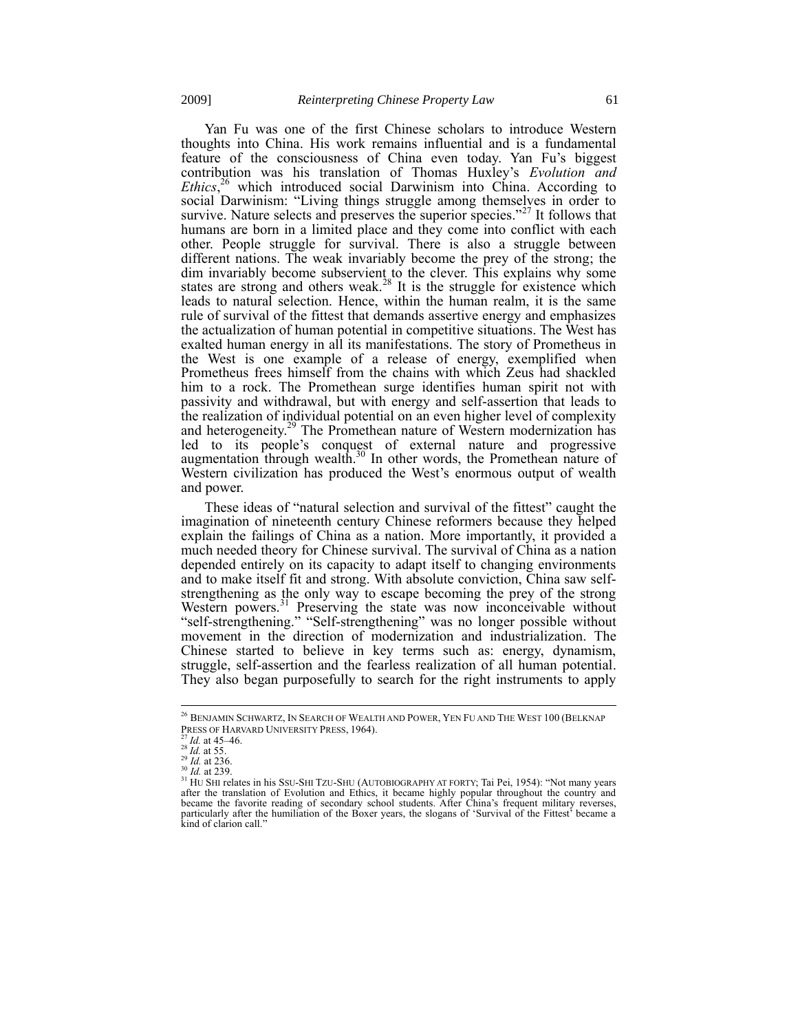Yan Fu was one of the first Chinese scholars to introduce Western thoughts into China. His work remains influential and is a fundamental feature of the consciousness of China even today. Yan Fu's biggest contribution was his translation of Thomas Huxley's *Evolution and Ethics*,[26] which introduced social Darwinism into China. According to social Darwinism: "Living things struggle among themselves in order to survive. Nature selects and preserves the superior species."[27] It follows that humans are born in a limited place and they come into conflict with each other. People struggle for survival. There is also a struggle between different nations. The weak invariably become the prey of the strong; the dim invariably become subservient to the clever. This explains why some states are strong and others weak.[28] It is the struggle for existence which leads to natural selection. Hence, within the human realm, it is the same rule of survival of the fittest that demands assertive energy and emphasizes the actualization of human potential in competitive situations. The West has exalted human energy in all its manifestations. The story of Prometheus in the West is one example of a release of energy, exemplified when Prometheus frees himself from the chains with which Zeus had shackled him to a rock. The Promethean surge identifies human spirit not with passivity and withdrawal, but with energy and self-assertion that leads to the realization of individual potential on an even higher level of complexity and heterogeneity.[29] The Promethean nature of Western modernization has led to its people's conquest of external nature and progressive augmentation through wealth.[30] In other words, the Promethean nature of Western civilization has produced the West's enormous output of wealth and power.

These ideas of "natural selection and survival of the fittest" caught the imagination of nineteenth century Chinese reformers because they helped explain the failings of China as a nation. More importantly, it provided a much needed theory for Chinese survival. The survival of China as a nation depended entirely on its capacity to adapt itself to changing environments and to make itself fit and strong. With absolute conviction, China saw self-strengthening as the only way to escape becoming the prey of the strong Western powers.[31] Preserving the state was now inconceivable without "self-strengthening." "Self-strengthening" was no longer possible without movement in the direction of modernization and industrialization. The Chinese started to believe in key terms such as: energy, dynamism, struggle, self-assertion and the fearless realization of all human potential. They also began purposefully to search for the right instruments to apply

---

[26] BENJAMIN SCHWARTZ, IN SEARCH OF WEALTH AND POWER, YEN FU AND THE WEST 100 (BELKNAP PRESS OF HARVARD UNIVERSITY PRESS, 1964).
[27] *Id.* at 45–46.
[28] *Id.* at 55.
[29] *Id.* at 236.
[30] *Id.* at 239.
[31] HU SHI relates in his SSU-SHI TZU-SHU (AUTOBIOGRAPHY AT FORTY; Tai Pei, 1954): "Not many years after the translation of Evolution and Ethics, it became highly popular throughout the country and became the favorite reading of secondary school students. After China's frequent military reverses, particularly after the humiliation of the Boxer years, the slogans of 'Survival of the Fittest' became a kind of clarion call."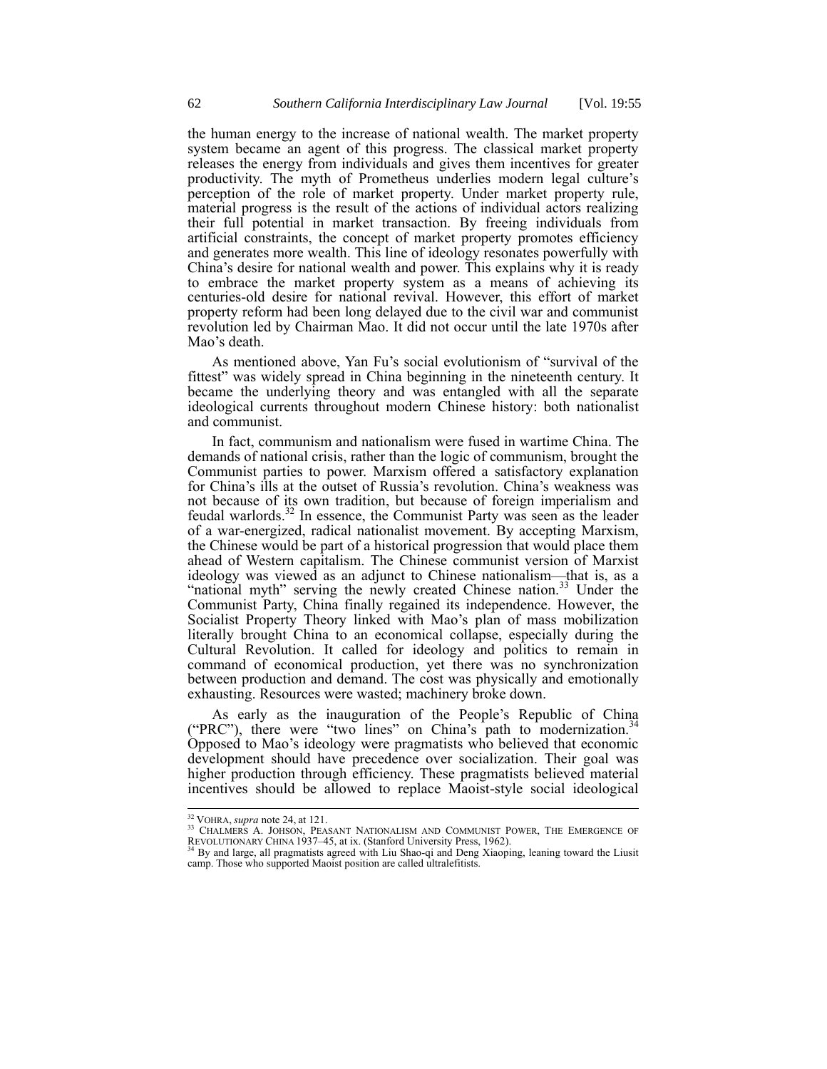the human energy to the increase of national wealth. The market property system became an agent of this progress. The classical market property releases the energy from individuals and gives them incentives for greater productivity. The myth of Prometheus underlies modern legal culture's perception of the role of market property. Under market property rule, material progress is the result of the actions of individual actors realizing their full potential in market transaction. By freeing individuals from artificial constraints, the concept of market property promotes efficiency and generates more wealth. This line of ideology resonates powerfully with China's desire for national wealth and power. This explains why it is ready to embrace the market property system as a means of achieving its centuries-old desire for national revival. However, this effort of market property reform had been long delayed due to the civil war and communist revolution led by Chairman Mao. It did not occur until the late 1970s after Mao's death.

As mentioned above, Yan Fu's social evolutionism of "survival of the fittest" was widely spread in China beginning in the nineteenth century. It became the underlying theory and was entangled with all the separate ideological currents throughout modern Chinese history: both nationalist and communist.

In fact, communism and nationalism were fused in wartime China. The demands of national crisis, rather than the logic of communism, brought the Communist parties to power. Marxism offered a satisfactory explanation for China's ills at the outset of Russia's revolution. China's weakness was not because of its own tradition, but because of foreign imperialism and feudal warlords.[32] In essence, the Communist Party was seen as the leader of a war-energized, radical nationalist movement. By accepting Marxism, the Chinese would be part of a historical progression that would place them ahead of Western capitalism. The Chinese communist version of Marxist ideology was viewed as an adjunct to Chinese nationalism—that is, as a "national myth" serving the newly created Chinese nation.[33] Under the Communist Party, China finally regained its independence. However, the Socialist Property Theory linked with Mao's plan of mass mobilization literally brought China to an economical collapse, especially during the Cultural Revolution. It called for ideology and politics to remain in command of economical production, yet there was no synchronization between production and demand. The cost was physically and emotionally exhausting. Resources were wasted; machinery broke down.

As early as the inauguration of the People's Republic of China ("PRC"), there were "two lines" on China's path to modernization.[34] Opposed to Mao's ideology were pragmatists who believed that economic development should have precedence over socialization. Their goal was higher production through efficiency. These pragmatists believed material incentives should be allowed to replace Maoist-style social ideological

---

[32] VOHRA, *supra* note 24, at 121.

[33] CHALMERS A. JOHSON, PEASANT NATIONALISM AND COMMUNIST POWER, THE EMERGENCE OF REVOLUTIONARY CHINA 1937–45, at ix. (Stanford University Press, 1962).

[34] By and large, all pragmatists agreed with Liu Shao-qi and Deng Xiaoping, leaning toward the Liusit camp. Those who supported Maoist position are called ultralefitists.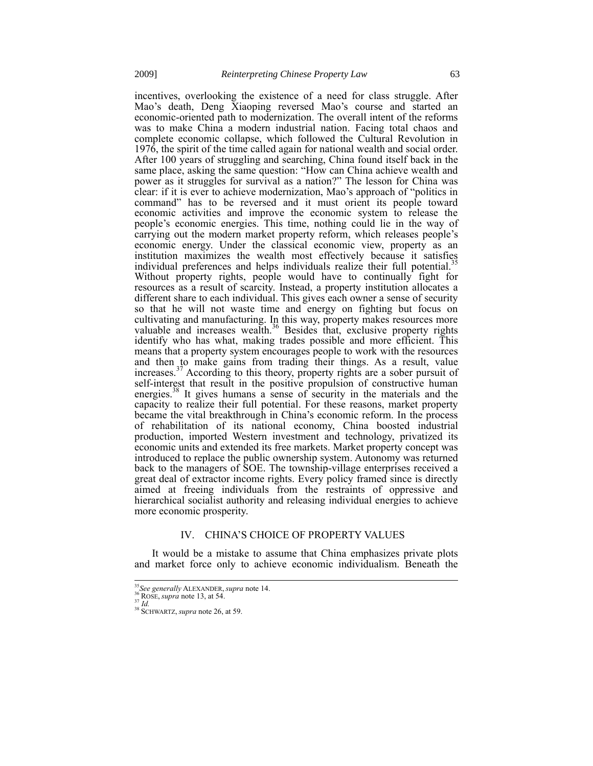incentives, overlooking the existence of a need for class struggle. After Mao's death, Deng Xiaoping reversed Mao's course and started an economic-oriented path to modernization. The overall intent of the reforms was to make China a modern industrial nation. Facing total chaos and complete economic collapse, which followed the Cultural Revolution in 1976, the spirit of the time called again for national wealth and social order. After 100 years of struggling and searching, China found itself back in the same place, asking the same question: "How can China achieve wealth and power as it struggles for survival as a nation?" The lesson for China was clear: if it is ever to achieve modernization, Mao's approach of "politics in command" has to be reversed and it must orient its people toward economic activities and improve the economic system to release the people's economic energies. This time, nothing could lie in the way of carrying out the modern market property reform, which releases people's economic energy. Under the classical economic view, property as an institution maximizes the wealth most effectively because it satisfies individual preferences and helps individuals realize their full potential.[35] Without property rights, people would have to continually fight for resources as a result of scarcity. Instead, a property institution allocates a different share to each individual. This gives each owner a sense of security so that he will not waste time and energy on fighting but focus on cultivating and manufacturing. In this way, property makes resources more valuable and increases wealth.[36] Besides that, exclusive property rights identify who has what, making trades possible and more efficient. This means that a property system encourages people to work with the resources and then to make gains from trading their things. As a result, value increases.[37] According to this theory, property rights are a sober pursuit of self-interest that result in the positive propulsion of constructive human energies.[38] It gives humans a sense of security in the materials and the capacity to realize their full potential. For these reasons, market property became the vital breakthrough in China's economic reform. In the process of rehabilitation of its national economy, China boosted industrial production, imported Western investment and technology, privatized its economic units and extended its free markets. Market property concept was introduced to replace the public ownership system. Autonomy was returned back to the managers of SOE. The township-village enterprises received a great deal of extractor income rights. Every policy framed since is directly aimed at freeing individuals from the restraints of oppressive and hierarchical socialist authority and releasing individual energies to achieve more economic prosperity.

## IV. CHINA'S CHOICE OF PROPERTY VALUES

It would be a mistake to assume that China emphasizes private plots and market force only to achieve economic individualism. Beneath the

---

[35] *See generally* ALEXANDER, *supra* note 14.

[36] ROSE, *supra* note 13, at 54.

[37] *Id.*

[38] SCHWARTZ, *supra* note 26, at 59.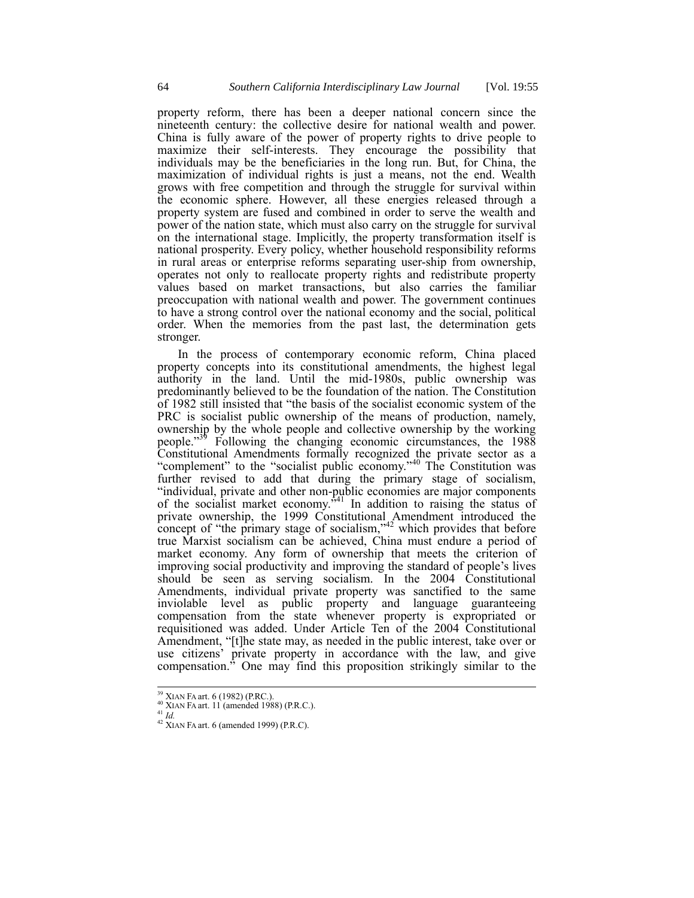property reform, there has been a deeper national concern since the nineteenth century: the collective desire for national wealth and power. China is fully aware of the power of property rights to drive people to maximize their self-interests. They encourage the possibility that individuals may be the beneficiaries in the long run. But, for China, the maximization of individual rights is just a means, not the end. Wealth grows with free competition and through the struggle for survival within the economic sphere. However, all these energies released through a property system are fused and combined in order to serve the wealth and power of the nation state, which must also carry on the struggle for survival on the international stage. Implicitly, the property transformation itself is national prosperity. Every policy, whether household responsibility reforms in rural areas or enterprise reforms separating user-ship from ownership, operates not only to reallocate property rights and redistribute property values based on market transactions, but also carries the familiar preoccupation with national wealth and power. The government continues to have a strong control over the national economy and the social, political order. When the memories from the past last, the determination gets stronger.

In the process of contemporary economic reform, China placed property concepts into its constitutional amendments, the highest legal authority in the land. Until the mid-1980s, public ownership was predominantly believed to be the foundation of the nation. The Constitution of 1982 still insisted that "the basis of the socialist economic system of the PRC is socialist public ownership of the means of production, namely, ownership by the whole people and collective ownership by the working people."[39] Following the changing economic circumstances, the 1988 Constitutional Amendments formally recognized the private sector as a "complement" to the "socialist public economy."[40] The Constitution was further revised to add that during the primary stage of socialism, "individual, private and other non-public economies are major components of the socialist market economy."[41] In addition to raising the status of private ownership, the 1999 Constitutional Amendment introduced the concept of "the primary stage of socialism,"[42] which provides that before true Marxist socialism can be achieved, China must endure a period of market economy. Any form of ownership that meets the criterion of improving social productivity and improving the standard of people's lives should be seen as serving socialism. In the 2004 Constitutional Amendments, individual private property was sanctified to the same inviolable level as public property and language guaranteeing compensation from the state whenever property is expropriated or requisitioned was added. Under Article Ten of the 2004 Constitutional Amendment, "[t]he state may, as needed in the public interest, take over or use citizens' private property in accordance with the law, and give compensation." One may find this proposition strikingly similar to the

---

[39] XIAN FA art. 6 (1982) (P.RC.).

[40] XIAN FA art. 11 (amended 1988) (P.R.C.).

[41] *Id.*

[42] XIAN FA art. 6 (amended 1999) (P.R.C).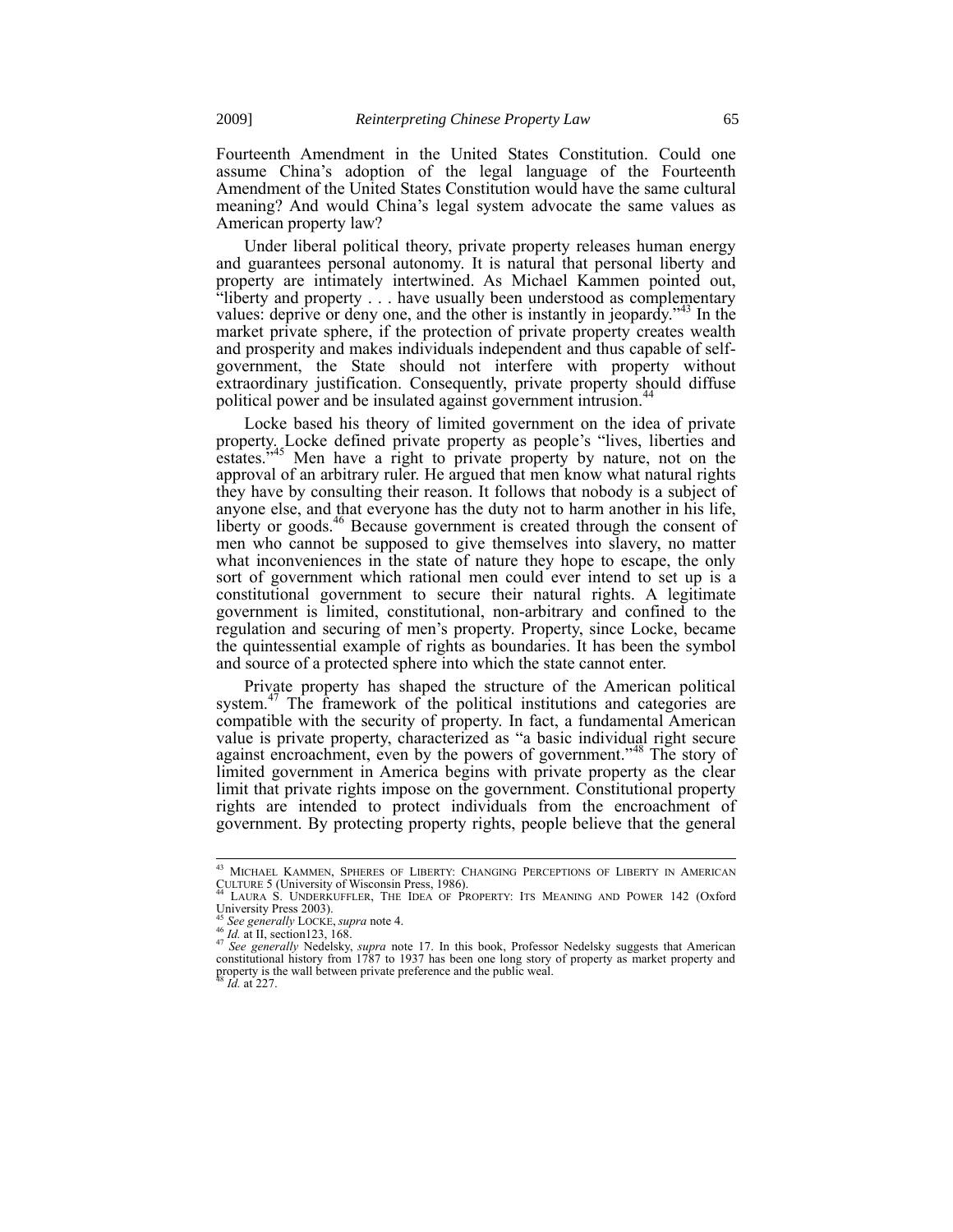Fourteenth Amendment in the United States Constitution. Could one assume China's adoption of the legal language of the Fourteenth Amendment of the United States Constitution would have the same cultural meaning? And would China's legal system advocate the same values as American property law?

Under liberal political theory, private property releases human energy and guarantees personal autonomy. It is natural that personal liberty and property are intimately intertwined. As Michael Kammen pointed out, "liberty and property . . . have usually been understood as complementary values: deprive or deny one, and the other is instantly in jeopardy."[43] In the market private sphere, if the protection of private property creates wealth and prosperity and makes individuals independent and thus capable of self-government, the State should not interfere with property without extraordinary justification. Consequently, private property should diffuse political power and be insulated against government intrusion.[44]

Locke based his theory of limited government on the idea of private property. Locke defined private property as people's "lives, liberties and estates."[45] Men have a right to private property by nature, not on the approval of an arbitrary ruler. He argued that men know what natural rights they have by consulting their reason. It follows that nobody is a subject of anyone else, and that everyone has the duty not to harm another in his life, liberty or goods.[46] Because government is created through the consent of men who cannot be supposed to give themselves into slavery, no matter what inconveniences in the state of nature they hope to escape, the only sort of government which rational men could ever intend to set up is a constitutional government to secure their natural rights. A legitimate government is limited, constitutional, non-arbitrary and confined to the regulation and securing of men's property. Property, since Locke, became the quintessential example of rights as boundaries. It has been the symbol and source of a protected sphere into which the state cannot enter.

Private property has shaped the structure of the American political system.[47] The framework of the political institutions and categories are compatible with the security of property. In fact, a fundamental American value is private property, characterized as "a basic individual right secure against encroachment, even by the powers of government."[48] The story of limited government in America begins with private property as the clear limit that private rights impose on the government. Constitutional property rights are intended to protect individuals from the encroachment of government. By protecting property rights, people believe that the general

---

[43] MICHAEL KAMMEN, SPHERES OF LIBERTY: CHANGING PERCEPTIONS OF LIBERTY IN AMERICAN CULTURE 5 (University of Wisconsin Press, 1986).

[44] LAURA S. UNDERKUFFLER, THE IDEA OF PROPERTY: ITS MEANING AND POWER 142 (Oxford University Press 2003).

[45] *See generally* LOCKE, *supra* note 4.

[46] *Id.* at II, section123, 168.

[47] *See generally* Nedelsky, *supra* note 17. In this book, Professor Nedelsky suggests that American constitutional history from 1787 to 1937 has been one long story of property as market property and property is the wall between private preference and the public weal.

[48] *Id.* at 227.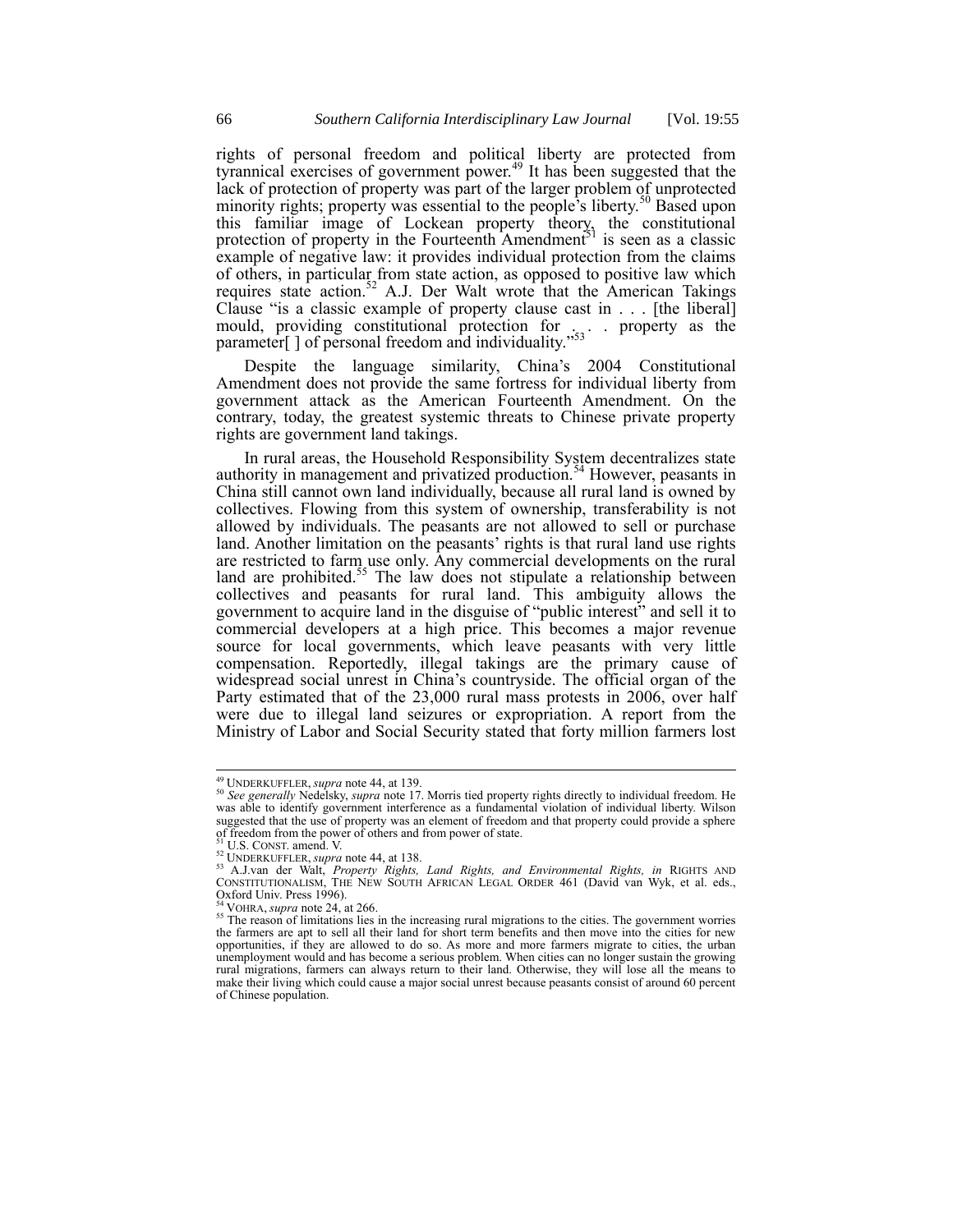rights of personal freedom and political liberty are protected from tyrannical exercises of government power.[49] It has been suggested that the lack of protection of property was part of the larger problem of unprotected minority rights; property was essential to the people's liberty.[50] Based upon this familiar image of Lockean property theory, the constitutional protection of property in the Fourteenth Amendment[51] is seen as a classic example of negative law: it provides individual protection from the claims of others, in particular from state action, as opposed to positive law which requires state action.[52] A.J. Der Walt wrote that the American Takings Clause "is a classic example of property clause cast in . . . [the liberal] mould, providing constitutional protection for . . . property as the parameter[ ] of personal freedom and individuality."[53]

Despite the language similarity, China's 2004 Constitutional Amendment does not provide the same fortress for individual liberty from government attack as the American Fourteenth Amendment. On the contrary, today, the greatest systemic threats to Chinese private property rights are government land takings.

In rural areas, the Household Responsibility System decentralizes state authority in management and privatized production.[54] However, peasants in China still cannot own land individually, because all rural land is owned by collectives. Flowing from this system of ownership, transferability is not allowed by individuals. The peasants are not allowed to sell or purchase land. Another limitation on the peasants' rights is that rural land use rights are restricted to farm use only. Any commercial developments on the rural land are prohibited.[55] The law does not stipulate a relationship between collectives and peasants for rural land. This ambiguity allows the government to acquire land in the disguise of "public interest" and sell it to commercial developers at a high price. This becomes a major revenue source for local governments, which leave peasants with very little compensation. Reportedly, illegal takings are the primary cause of widespread social unrest in China's countryside. The official organ of the Party estimated that of the 23,000 rural mass protests in 2006, over half were due to illegal land seizures or expropriation. A report from the Ministry of Labor and Social Security stated that forty million farmers lost

---

[49] UNDERKUFFLER, *supra* note 44, at 139.

[50] *See generally* Nedelsky, *supra* note 17. Morris tied property rights directly to individual freedom. He was able to identify government interference as a fundamental violation of individual liberty. Wilson suggested that the use of property was an element of freedom and that property could provide a sphere of freedom from the power of others and from power of state.

[51] U.S. CONST. amend. V.

[52] UNDERKUFFLER, *supra* note 44, at 138.

[53] A.J.van der Walt, *Property Rights, Land Rights, and Environmental Rights*, *in* RIGHTS AND CONSTITUTIONALISM, THE NEW SOUTH AFRICAN LEGAL ORDER 461 (David van Wyk, et al. eds., Oxford Univ. Press 1996).

[54] VOHRA, *supra* note 24, at 266.

[55] The reason of limitations lies in the increasing rural migrations to the cities. The government worries the farmers are apt to sell all their land for short term benefits and then move into the cities for new opportunities, if they are allowed to do so. As more and more farmers migrate to cities, the urban unemployment would and has become a serious problem. When cities can no longer sustain the growing rural migrations, farmers can always return to their land. Otherwise, they will lose all the means to make their living which could cause a major social unrest because peasants consist of around 60 percent of Chinese population.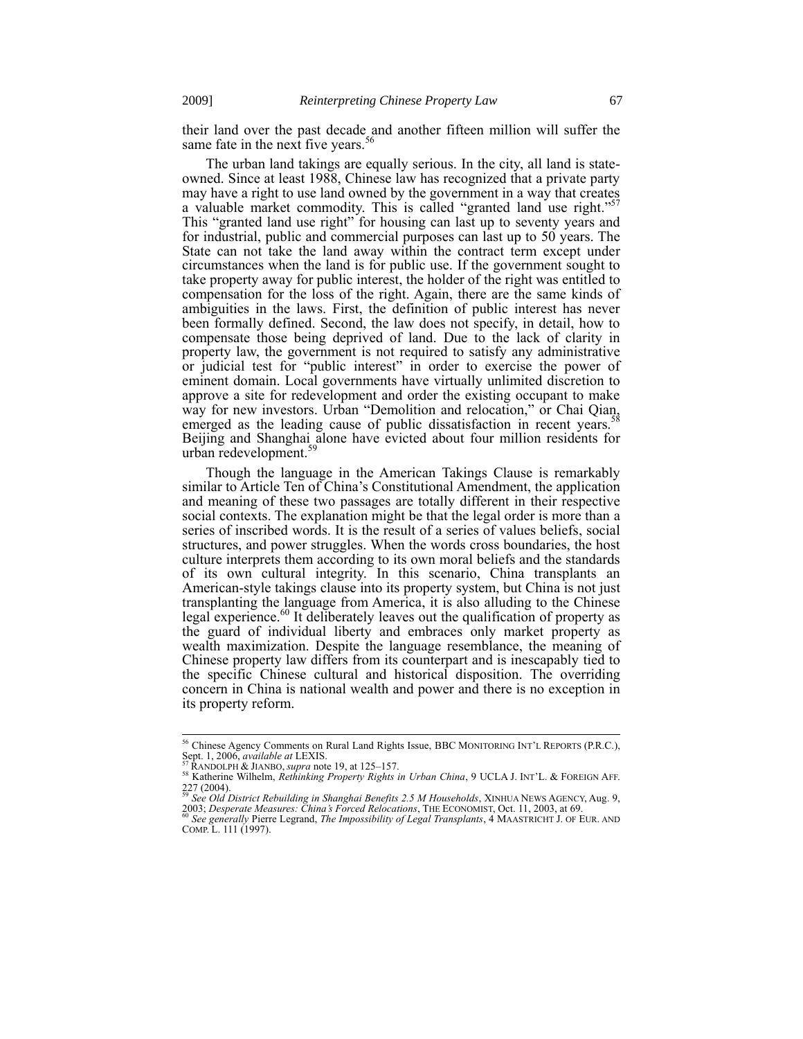their land over the past decade and another fifteen million will suffer the same fate in the next five years.[56]

The urban land takings are equally serious. In the city, all land is state-owned. Since at least 1988, Chinese law has recognized that a private party may have a right to use land owned by the government in a way that creates a valuable market commodity. This is called "granted land use right."[57] This "granted land use right" for housing can last up to seventy years and for industrial, public and commercial purposes can last up to 50 years. The State can not take the land away within the contract term except under circumstances when the land is for public use. If the government sought to take property away for public interest, the holder of the right was entitled to compensation for the loss of the right. Again, there are the same kinds of ambiguities in the laws. First, the definition of public interest has never been formally defined. Second, the law does not specify, in detail, how to compensate those being deprived of land. Due to the lack of clarity in property law, the government is not required to satisfy any administrative or judicial test for "public interest" in order to exercise the power of eminent domain. Local governments have virtually unlimited discretion to approve a site for redevelopment and order the existing occupant to make way for new investors. Urban "Demolition and relocation," or Chai Qian, emerged as the leading cause of public dissatisfaction in recent years.[58] Beijing and Shanghai alone have evicted about four million residents for urban redevelopment.[59]

Though the language in the American Takings Clause is remarkably similar to Article Ten of China's Constitutional Amendment, the application and meaning of these two passages are totally different in their respective social contexts. The explanation might be that the legal order is more than a series of inscribed words. It is the result of a series of values beliefs, social structures, and power struggles. When the words cross boundaries, the host culture interprets them according to its own moral beliefs and the standards of its own cultural integrity. In this scenario, China transplants an American-style takings clause into its property system, but China is not just transplanting the language from America, it is also alluding to the Chinese legal experience.[60] It deliberately leaves out the qualification of property as the guard of individual liberty and embraces only market property as wealth maximization. Despite the language resemblance, the meaning of Chinese property law differs from its counterpart and is inescapably tied to the specific Chinese cultural and historical disposition. The overriding concern in China is national wealth and power and there is no exception in its property reform.

---

[56] Chinese Agency Comments on Rural Land Rights Issue, BBC MONITORING INT'L REPORTS (P.R.C.), Sept. 1, 2006, *available at* LEXIS.

[57] RANDOLPH & JIANBO, *supra* note 19, at 125–157.

[58] Katherine Wilhelm, *Rethinking Property Rights in Urban China*, 9 UCLA J. INT'L. & FOREIGN AFF. 227 (2004).

[59] *See Old District Rebuilding in Shanghai Benefits 2.5 M Households*, XINHUA NEWS AGENCY, Aug. 9, 2003; *Desperate Measures: China's Forced Relocations*, THE ECONOMIST, Oct. 11, 2003, at 69.

[60] *See generally* Pierre Legrand, *The Impossibility of Legal Transplants*, 4 MAASTRICHT J. OF EUR. AND COMP. L. 111 (1997).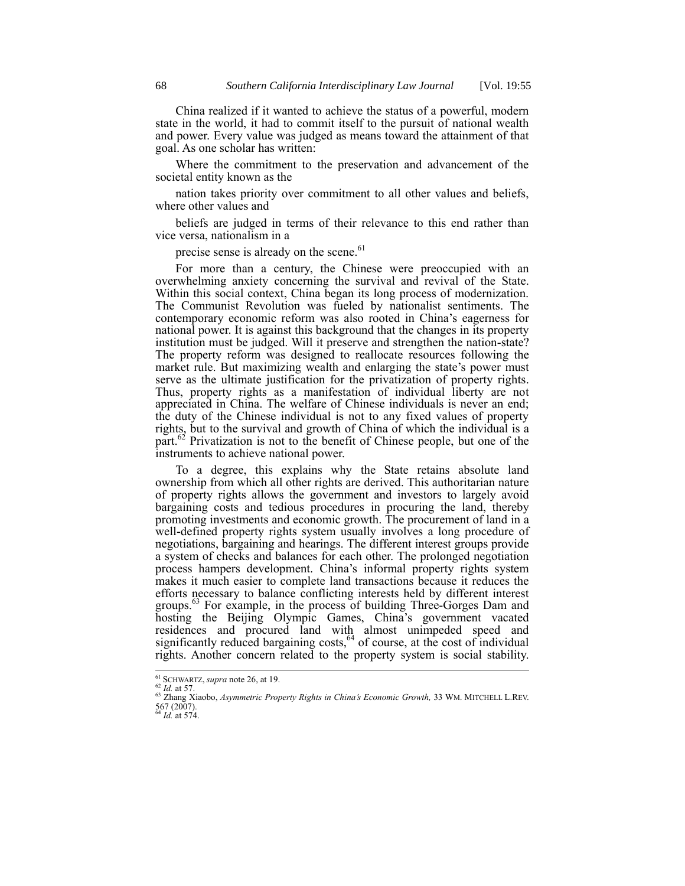China realized if it wanted to achieve the status of a powerful, modern state in the world, it had to commit itself to the pursuit of national wealth and power. Every value was judged as means toward the attainment of that goal. As one scholar has written:

> Where the commitment to the preservation and advancement of the societal entity known as the nation takes priority over commitment to all other values and beliefs, where other values and beliefs are judged in terms of their relevance to this end rather than vice versa, nationalism in a precise sense is already on the scene.[61]

For more than a century, the Chinese were preoccupied with an overwhelming anxiety concerning the survival and revival of the State. Within this social context, China began its long process of modernization. The Communist Revolution was fueled by nationalist sentiments. The contemporary economic reform was also rooted in China's eagerness for national power. It is against this background that the changes in its property institution must be judged. Will it preserve and strengthen the nation-state? The property reform was designed to reallocate resources following the market rule. But maximizing wealth and enlarging the state's power must serve as the ultimate justification for the privatization of property rights. Thus, property rights as a manifestation of individual liberty are not appreciated in China. The welfare of Chinese individuals is never an end; the duty of the Chinese individual is not to any fixed values of property rights, but to the survival and growth of China of which the individual is a part.[62] Privatization is not to the benefit of Chinese people, but one of the instruments to achieve national power.

To a degree, this explains why the State retains absolute land ownership from which all other rights are derived. This authoritarian nature of property rights allows the government and investors to largely avoid bargaining costs and tedious procedures in procuring the land, thereby promoting investments and economic growth. The procurement of land in a well-defined property rights system usually involves a long procedure of negotiations, bargaining and hearings. The different interest groups provide a system of checks and balances for each other. The prolonged negotiation process hampers development. China's informal property rights system makes it much easier to complete land transactions because it reduces the efforts necessary to balance conflicting interests held by different interest groups.[63] For example, in the process of building Three-Gorges Dam and hosting the Beijing Olympic Games, China's government vacated residences and procured land with almost unimpeded speed and significantly reduced bargaining costs,[64] of course, at the cost of individual rights. Another concern related to the property system is social stability.

---

[61] SCHWARTZ, *supra* note 26, at 19.
[62] *Id.* at 57.
[63] Zhang Xiaobo, *Asymmetric Property Rights in China's Economic Growth,* 33 WM. MITCHELL L.REV. 567 (2007).
[64] *Id.* at 574.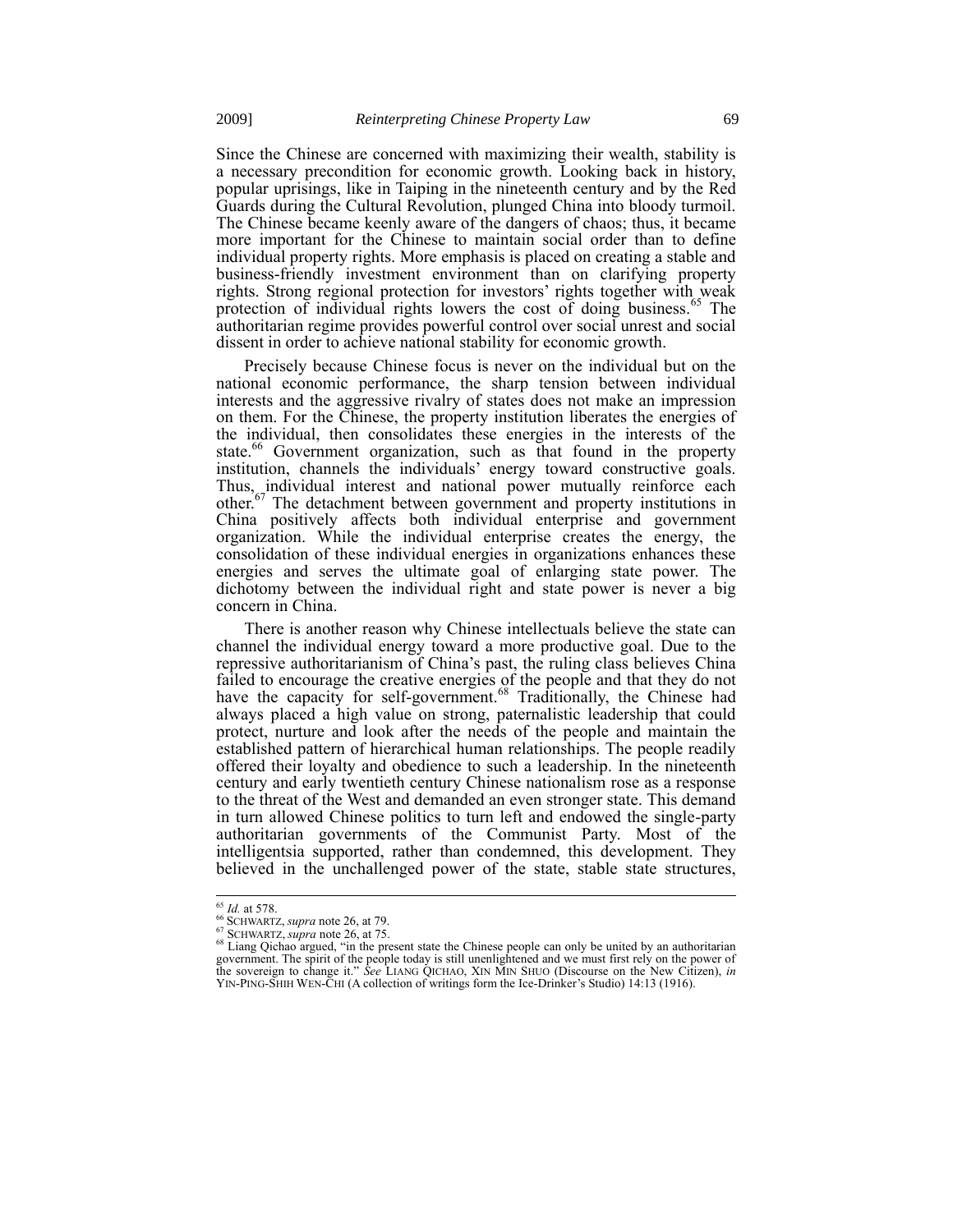Since the Chinese are concerned with maximizing their wealth, stability is a necessary precondition for economic growth. Looking back in history, popular uprisings, like in Taiping in the nineteenth century and by the Red Guards during the Cultural Revolution, plunged China into bloody turmoil. The Chinese became keenly aware of the dangers of chaos; thus, it became more important for the Chinese to maintain social order than to define individual property rights. More emphasis is placed on creating a stable and business-friendly investment environment than on clarifying property rights. Strong regional protection for investors' rights together with weak protection of individual rights lowers the cost of doing business.[65] The authoritarian regime provides powerful control over social unrest and social dissent in order to achieve national stability for economic growth.

Precisely because Chinese focus is never on the individual but on the national economic performance, the sharp tension between individual interests and the aggressive rivalry of states does not make an impression on them. For the Chinese, the property institution liberates the energies of the individual, then consolidates these energies in the interests of the state.[66] Government organization, such as that found in the property institution, channels the individuals' energy toward constructive goals. Thus, individual interest and national power mutually reinforce each other.[67] The detachment between government and property institutions in China positively affects both individual enterprise and government organization. While the individual enterprise creates the energy, the consolidation of these individual energies in organizations enhances these energies and serves the ultimate goal of enlarging state power. The dichotomy between the individual right and state power is never a big concern in China.

There is another reason why Chinese intellectuals believe the state can channel the individual energy toward a more productive goal. Due to the repressive authoritarianism of China's past, the ruling class believes China failed to encourage the creative energies of the people and that they do not have the capacity for self-government.[68] Traditionally, the Chinese had always placed a high value on strong, paternalistic leadership that could protect, nurture and look after the needs of the people and maintain the established pattern of hierarchical human relationships. The people readily offered their loyalty and obedience to such a leadership. In the nineteenth century and early twentieth century Chinese nationalism rose as a response to the threat of the West and demanded an even stronger state. This demand in turn allowed Chinese politics to turn left and endowed the single-party authoritarian governments of the Communist Party. Most of the intelligentsia supported, rather than condemned, this development. They believed in the unchallenged power of the state, stable state structures,

---

[65] *Id.* at 578.

[66] SCHWARTZ, *supra* note 26, at 79.

[67] SCHWARTZ, *supra* note 26, at 75.

[68] Liang Qichao argued, "in the present state the Chinese people can only be united by an authoritarian government. The spirit of the people today is still unenlightened and we must first rely on the power of the sovereign to change it." *See* LIANG QICHAO, XIN MIN SHUO (Discourse on the New Citizen), *in* YIN-PING-SHIH WEN-CHI (A collection of writings form the Ice-Drinker's Studio) 14:13 (1916).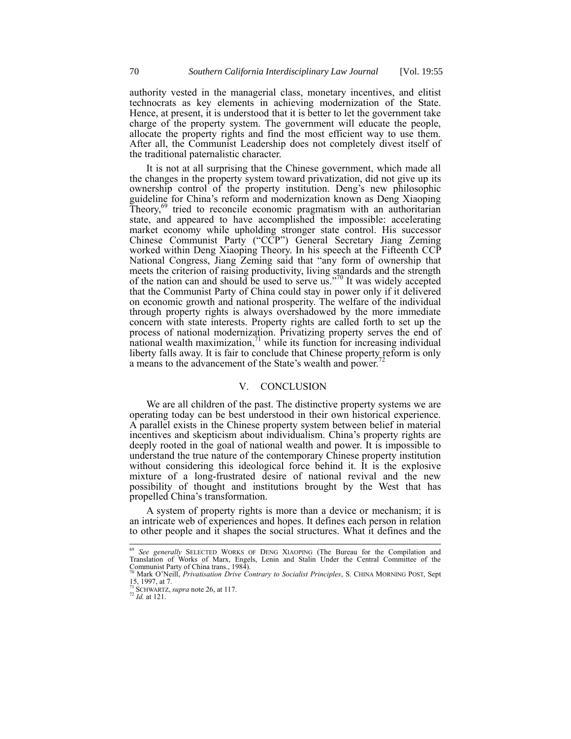authority vested in the managerial class, monetary incentives, and elitist technocrats as key elements in achieving modernization of the State. Hence, at present, it is understood that it is better to let the government take charge of the property system. The government will educate the people, allocate the property rights and find the most efficient way to use them. After all, the Communist Leadership does not completely divest itself of the traditional paternalistic character.

It is not at all surprising that the Chinese government, which made all the changes in the property system toward privatization, did not give up its ownership control of the property institution. Deng's new philosophic guideline for China's reform and modernization known as Deng Xiaoping Theory,[69] tried to reconcile economic pragmatism with an authoritarian state, and appeared to have accomplished the impossible: accelerating market economy while upholding stronger state control. His successor Chinese Communist Party ("CCP") General Secretary Jiang Zeming worked within Deng Xiaoping Theory. In his speech at the Fifteenth CCP National Congress, Jiang Zeming said that "any form of ownership that meets the criterion of raising productivity, living standards and the strength of the nation can and should be used to serve us."[70] It was widely accepted that the Communist Party of China could stay in power only if it delivered on economic growth and national prosperity. The welfare of the individual through property rights is always overshadowed by the more immediate concern with state interests. Property rights are called forth to set up the process of national modernization. Privatizing property serves the end of national wealth maximization,[71] while its function for increasing individual liberty falls away. It is fair to conclude that Chinese property reform is only a means to the advancement of the State's wealth and power.[72]

## V. CONCLUSION

We are all children of the past. The distinctive property systems we are operating today can be best understood in their own historical experience. A parallel exists in the Chinese property system between belief in material incentives and skepticism about individualism. China's property rights are deeply rooted in the goal of national wealth and power. It is impossible to understand the true nature of the contemporary Chinese property institution without considering this ideological force behind it. It is the explosive mixture of a long-frustrated desire of national revival and the new possibility of thought and institutions brought by the West that has propelled China's transformation.

A system of property rights is more than a device or mechanism; it is an intricate web of experiences and hopes. It defines each person in relation to other people and it shapes the social structures. What it defines and the

---

[69] *See generally* SELECTED WORKS OF DENG XIAOPING (The Bureau for the Compilation and Translation of Works of Marx, Engels, Lenin and Stalin Under the Central Committee of the Communist Party of China trans., 1984).

[70] Mark O'Neill, *Privatisation Drive Contrary to Socialist Principles*, S. CHINA MORNING POST, Sept 15, 1997, at 7.

[71] SCHWARTZ, *supra* note 26, at 117.

[72] *Id.* at 121.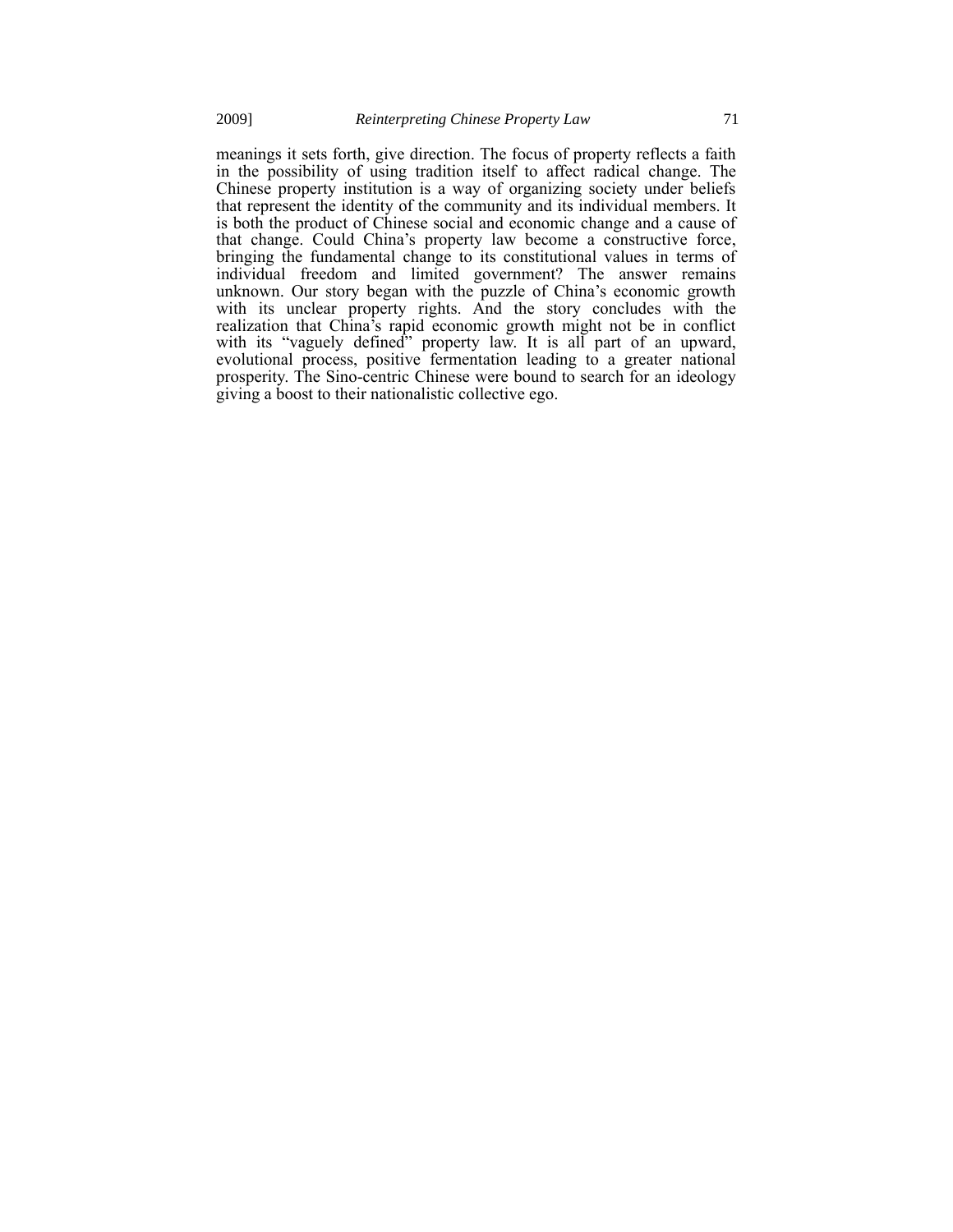meanings it sets forth, give direction. The focus of property reflects a faith in the possibility of using tradition itself to affect radical change. The Chinese property institution is a way of organizing society under beliefs that represent the identity of the community and its individual members. It is both the product of Chinese social and economic change and a cause of that change. Could China's property law become a constructive force, bringing the fundamental change to its constitutional values in terms of individual freedom and limited government? The answer remains unknown. Our story began with the puzzle of China's economic growth with its unclear property rights. And the story concludes with the realization that China's rapid economic growth might not be in conflict with its "vaguely defined" property law. It is all part of an upward, evolutional process, positive fermentation leading to a greater national prosperity. The Sino-centric Chinese were bound to search for an ideology giving a boost to their nationalistic collective ego.